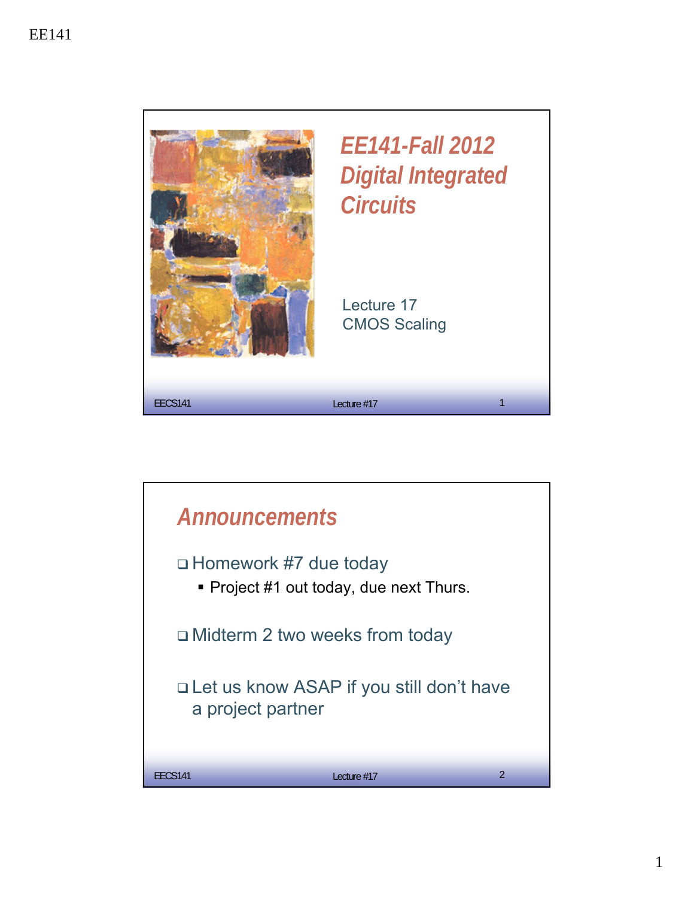# EE141-Fall 2012 Digital Integrated Circuits

Lecture 17
CMOS Scaling

## Announcements

- Homework #7 due today
  - Project #1 out today, due next Thurs.
- Midterm 2 two weeks from today
- Let us know ASAP if you still don't have a project partner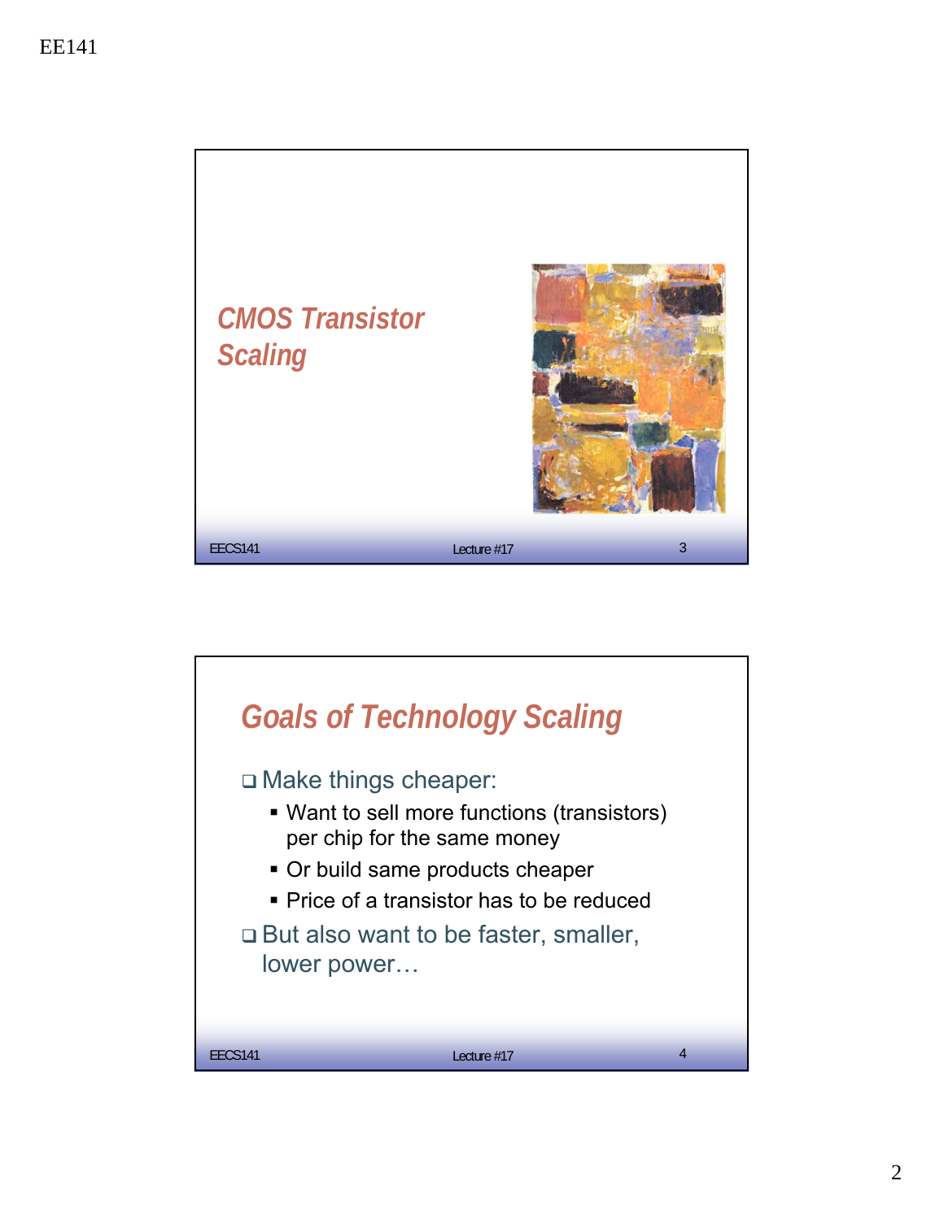## CMOS Transistor Scaling

## Goals of Technology Scaling

- Make things cheaper:
  - Want to sell more functions (transistors) per chip for the same money
  - Or build same products cheaper
  - Price of a transistor has to be reduced
- But also want to be faster, smaller, lower power…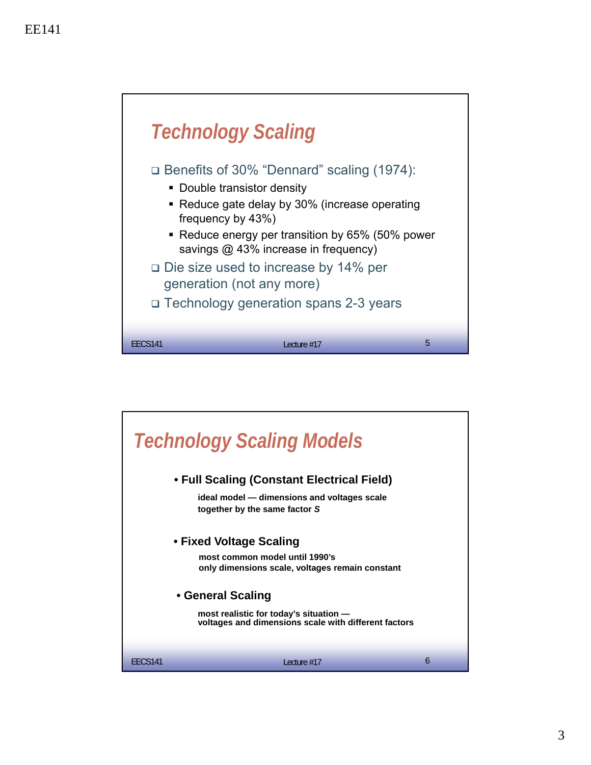## Technology Scaling

- Benefits of 30% "Dennard" scaling (1974):
  - Double transistor density
  - Reduce gate delay by 30% (increase operating frequency by 43%)
  - Reduce energy per transition by 65% (50% power savings @ 43% increase in frequency)
- Die size used to increase by 14% per generation (not any more)
- Technology generation spans 2-3 years

## Technology Scaling Models

- **Full Scaling (Constant Electrical Field)**

  **ideal model — dimensions and voltages scale together by the same factor *S***

- **Fixed Voltage Scaling**

  **most common model until 1990's**
  **only dimensions scale, voltages remain constant**

- **General Scaling**

  **most realistic for today's situation —**
  **voltages and dimensions scale with different factors**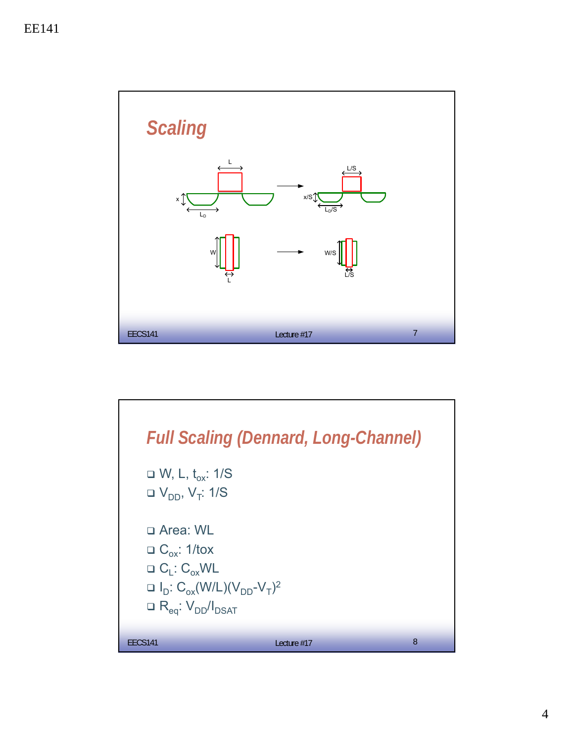## Scaling

L, L/S, x, x/S, $L_D$, $L_D/S$, W, W/S, L, L/S

## Full Scaling (Dennard, Long-Channel)

- W, L, $t_{ox}$: 1/S
- $V_{DD}$, $V_T$: 1/S

- Area: WL
- $C_{ox}$: 1/tox
- $C_L$: $C_{ox}WL$
- $I_D$: $C_{ox}(W/L)(V_{DD}-V_T)^2$
- $R_{eq}$: $V_{DD}/I_{DSAT}$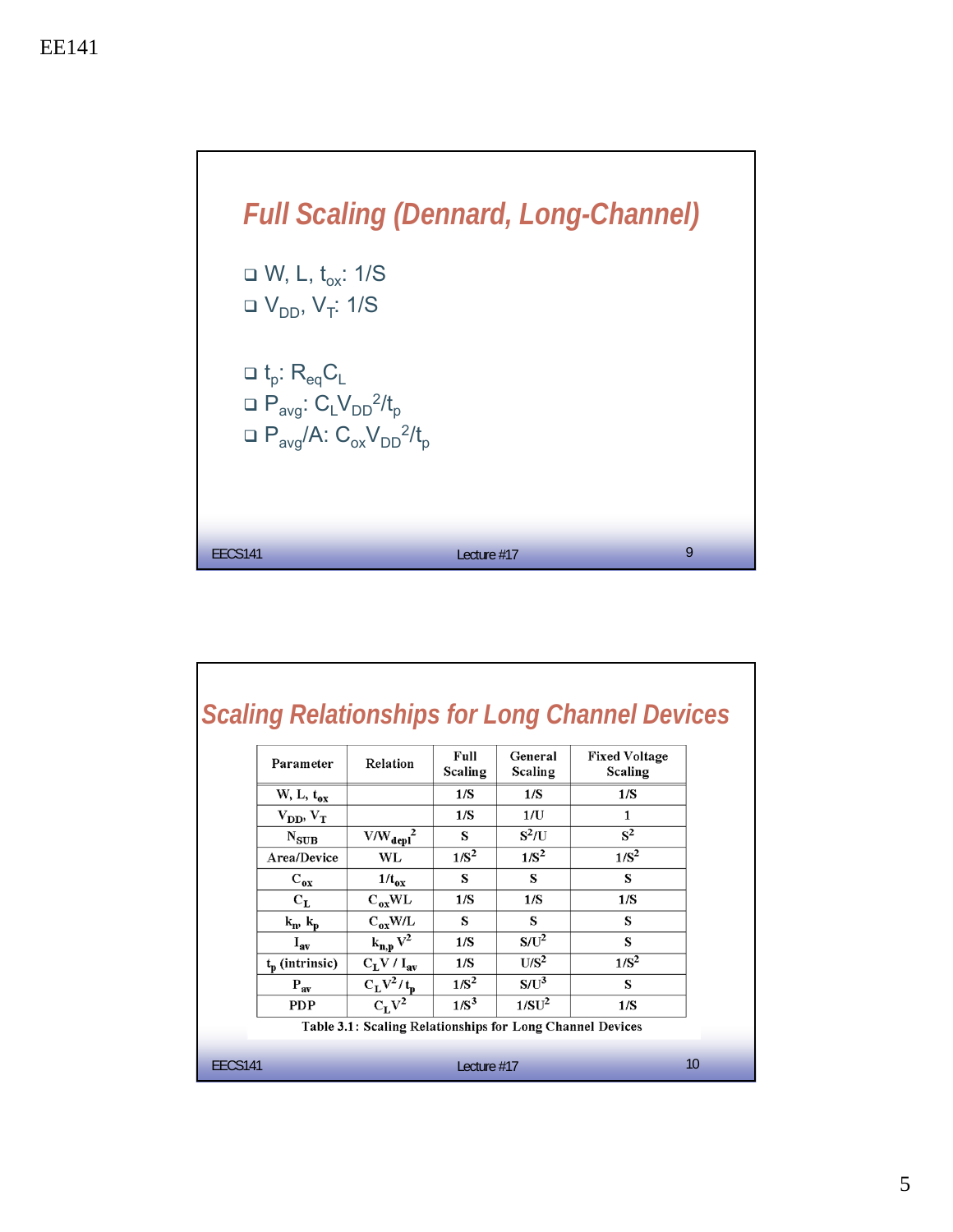## Full Scaling (Dennard, Long-Channel)

- W, L, $t_{ox}$: 1/S
- $V_{DD}$, $V_T$: 1/S

- $t_p$: $R_{eq}C_L$
- $P_{avg}$: $C_L V_{DD}^2/t_p$
- $P_{avg}/A$: $C_{ox} V_{DD}^2/t_p$

## Scaling Relationships for Long Channel Devices

| Parameter | Relation | Full Scaling | General Scaling | Fixed Voltage Scaling |
|---|---|---|---|---|
| W, L, $t_{ox}$ | | 1/S | 1/S | 1/S |
| $V_{DD}$, $V_T$ | | 1/S | 1/U | 1 |
| $N_{SUB}$ | $V/W_{depl}^2$ | S | $S^2/U$ | $S^2$ |
| Area/Device | WL | $1/S^2$ | $1/S^2$ | $1/S^2$ |
| $C_{ox}$ | $1/t_{ox}$ | S | S | S |
| $C_L$ | $C_{ox}WL$ | 1/S | 1/S | 1/S |
| $k_n$, $k_p$ | $C_{ox}W/L$ | S | S | S |
| $I_{av}$ | $k_{n,p} V^2$ | 1/S | $S/U^2$ | S |
| $t_p$ (intrinsic) | $C_L V / I_{av}$ | 1/S | $U/S^2$ | $1/S^2$ |
| $P_{av}$ | $C_L V^2 / t_p$ | $1/S^2$ | $S/U^3$ | S |
| PDP | $C_L V^2$ | $1/S^3$ | $1/SU^2$ | 1/S |

Table 3.1: Scaling Relationships for Long Channel Devices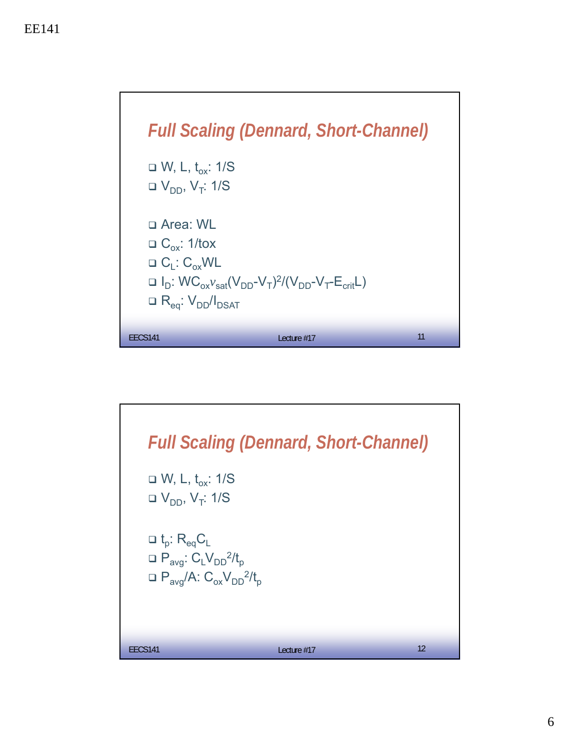## Full Scaling (Dennard, Short-Channel)

- W, L, $t_{ox}$: 1/S
- $V_{DD}$, $V_T$: 1/S

- Area: WL
- $C_{ox}$: 1/tox
- $C_L$: $C_{ox}WL$
- $I_D$: $WC_{ox}v_{sat}(V_{DD}-V_T)^2/(V_{DD}-V_T-E_{crit}L)$
- $R_{eq}$: $V_{DD}/I_{DSAT}$

## Full Scaling (Dennard, Short-Channel)

- W, L, $t_{ox}$: 1/S
- $V_{DD}$, $V_T$: 1/S

- $t_p$: $R_{eq}C_L$
- $P_{avg}$: $C_L V_{DD}^2/t_p$
- $P_{avg}/A$: $C_{ox}V_{DD}^2/t_p$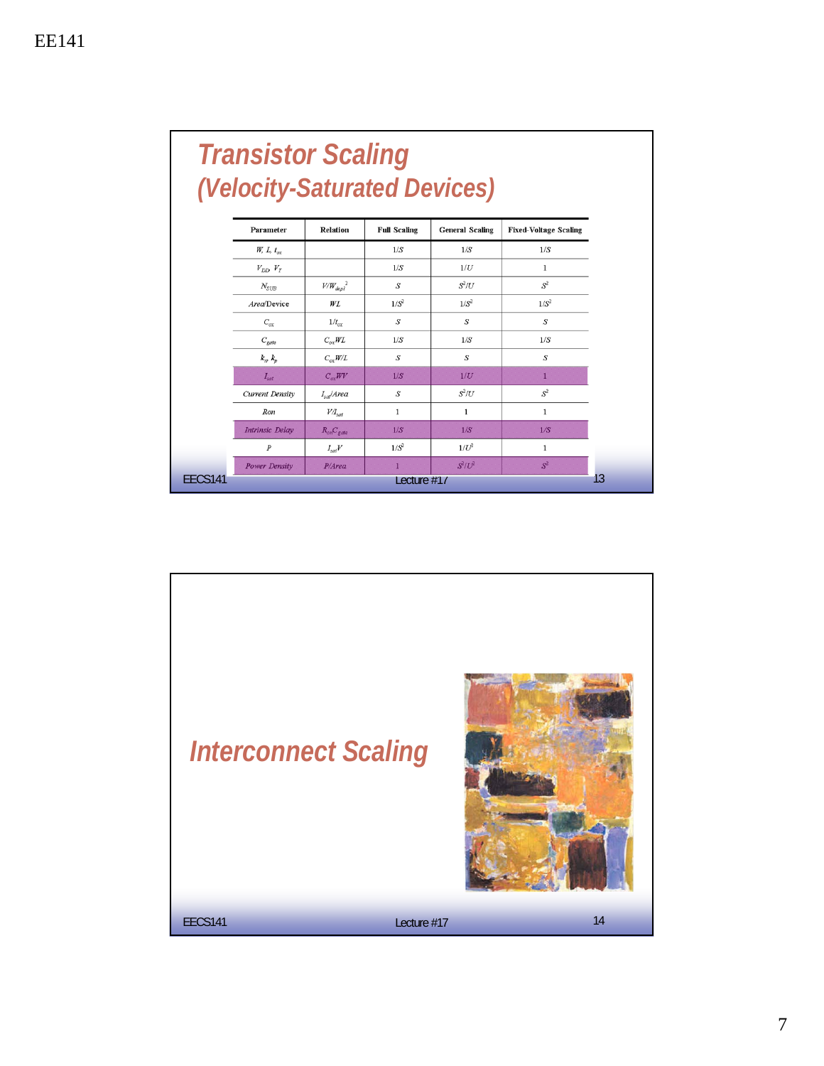# Transistor Scaling (Velocity-Saturated Devices)

| Parameter | Relation | Full Scaling | General Scaling | Fixed-Voltage Scaling |
|---|---|---|---|---|
| $W, L, t_{ox}$ | | $1/S$ | $1/S$ | $1/S$ |
| $V_{DD}, V_T$ | | $1/S$ | $1/U$ | $1$ |
| $N_{SUB}$ | $V/W_{depl}^2$ | $S$ | $S^2/U$ | $S^2$ |
| *Area*/Device | $WL$ | $1/S^2$ | $1/S^2$ | $1/S^2$ |
| $C_{ox}$ | $1/t_{ox}$ | $S$ | $S$ | $S$ |
| $C_{gate}$ | $C_{ox}WL$ | $1/S$ | $1/S$ | $1/S$ |
| $k_n, k_p$ | $C_{ox}W/L$ | $S$ | $S$ | $S$ |
| $I_{sat}$ | $C_{ox}WV$ | $1/S$ | $1/U$ | $1$ |
| *Current Density* | $I_{sat}/Area$ | $S$ | $S^2/U$ | $S^2$ |
| *Ron* | $V/I_{sat}$ | $1$ | $1$ | $1$ |
| *Intrinsic Delay* | $R_{on}C_{gate}$ | $1/S$ | $1/S$ | $1/S$ |
| $P$ | $I_{sat}V$ | $1/S^2$ | $1/U^2$ | $1$ |
| *Power Density* | $P/Area$ | $1$ | $S^2/U^2$ | $S^2$ |

# Interconnect Scaling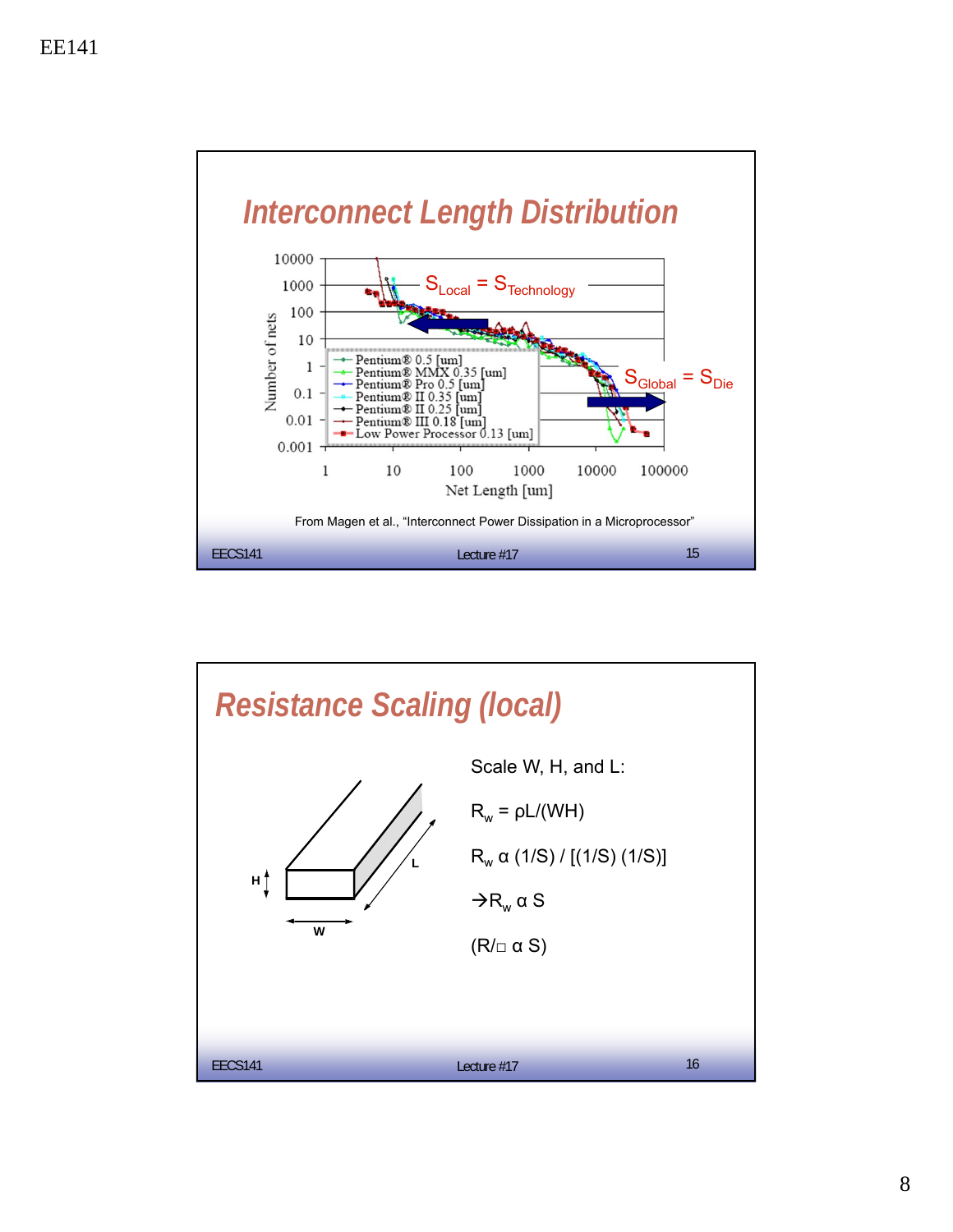## Interconnect Length Distribution

$S_{Local} = S_{Technology}$

$S_{Global} = S_{Die}$

Number of nets vs. Net Length [um]

- Pentium® 0.5 [um]
- Pentium® MMX 0.35 [um]
- Pentium® Pro 0.5 [um]
- Pentium® II 0.35 [um]
- Pentium® II 0.25 [um]
- Pentium® III 0.18 [um]
- Low Power Processor 0.13 [um]

From Magen et al., "Interconnect Power Dissipation in a Microprocessor"

## Resistance Scaling (local)

Scale W, H, and L:

$R_w = \rho L/(WH)$

$R_w \propto (1/S) / [(1/S)(1/S)]$

$\rightarrow R_w \propto S$

$(R/\square \propto S)$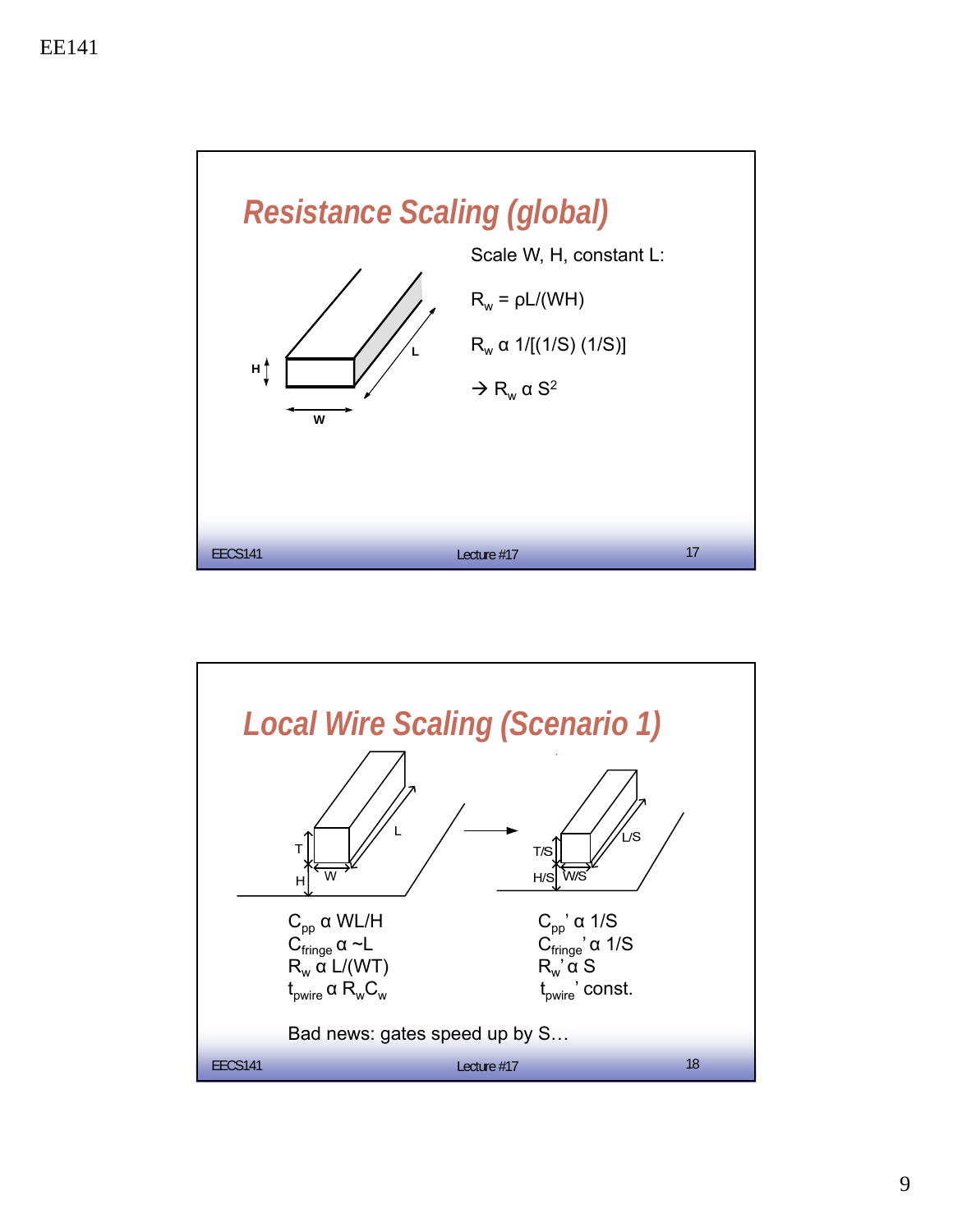## Resistance Scaling (global)

Scale W, H, constant L:

$R_w = \rho L/(WH)$

$R_w \propto 1/[(1/S)(1/S)]$

$\rightarrow R_w \propto S^2$

## Local Wire Scaling (Scenario 1)

$C_{pp} \propto WL/H$
$C_{fringe} \propto \sim L$
$R_w \propto L/(WT)$
$t_{pwire} \propto R_w C_w$

$C_{pp}' \propto 1/S$
$C_{fringe}' \propto 1/S$
$R_w' \propto S$
$t_{pwire}'$ const.

Bad news: gates speed up by S…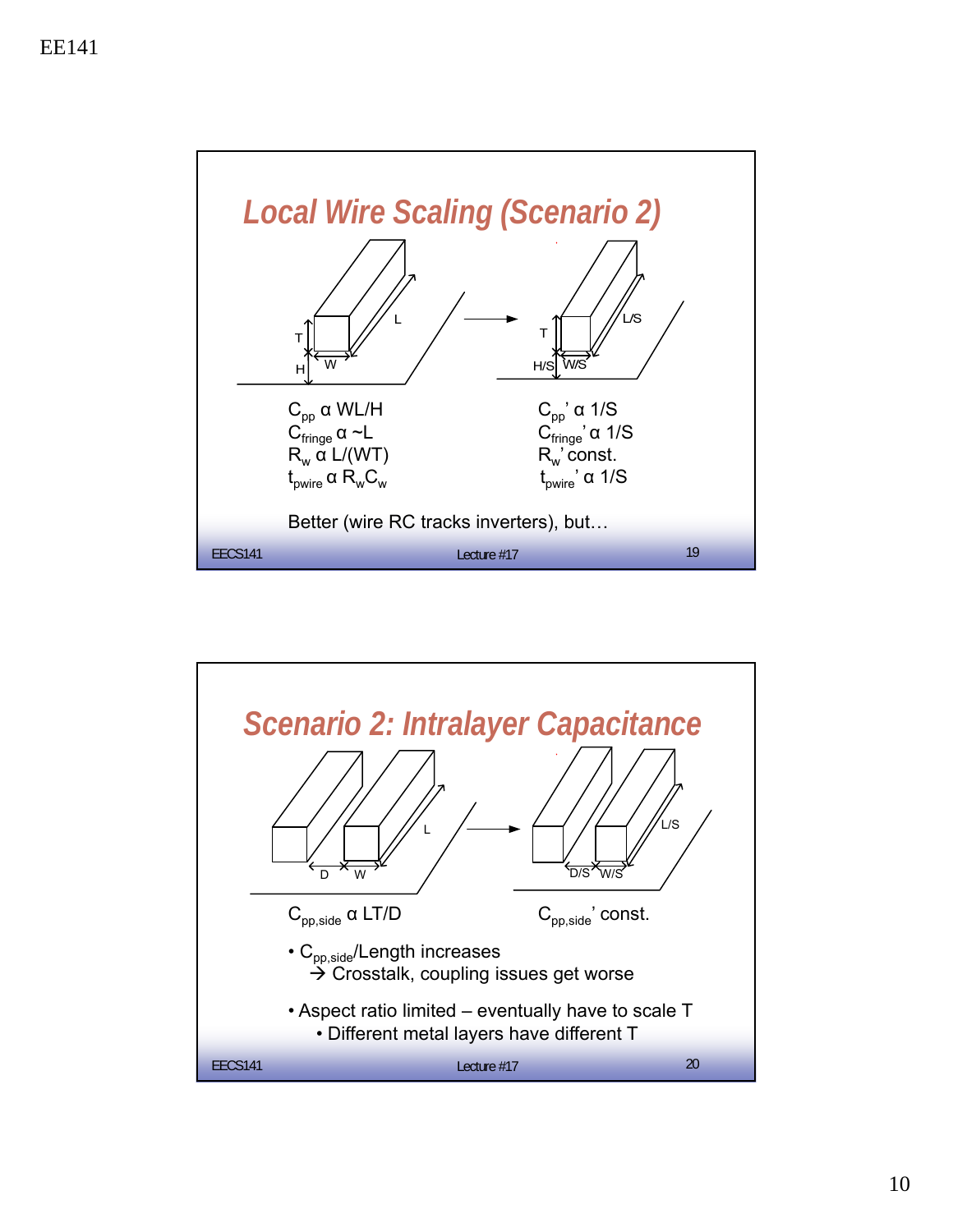## Local Wire Scaling (Scenario 2)

| | |
|---|---|
| $C_{pp} \alpha WL/H$ | $C_{pp}' \alpha 1/S$ |
| $C_{fringe} \alpha \sim L$ | $C_{fringe}' \alpha 1/S$ |
| $R_w \alpha L/(WT)$ | $R_w'$ const. |
| $t_{pwire} \alpha R_w C_w$ | $t_{pwire}' \alpha 1/S$ |

Better (wire RC tracks inverters), but…

## Scenario 2: Intralayer Capacitance

$C_{pp,side} \alpha LT/D$ $\quad\quad$ $C_{pp,side}'$ const.

- $C_{pp,side}$/Length increases
  → Crosstalk, coupling issues get worse
- Aspect ratio limited – eventually have to scale T
  - Different metal layers have different T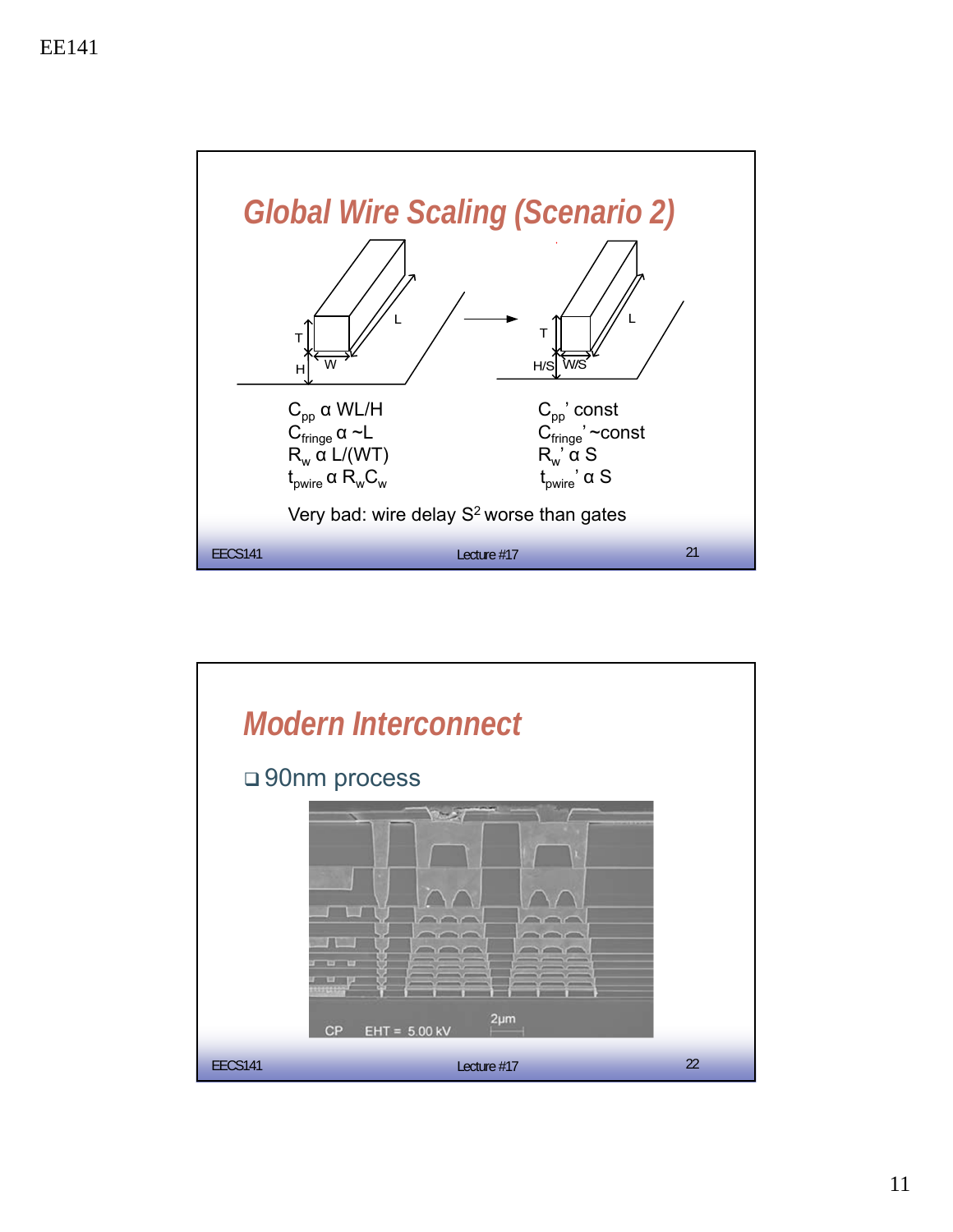## Global Wire Scaling (Scenario 2)

| | |
|---|---|
| $C_{pp} \propto WL/H$ | $C_{pp}'$ const |
| $C_{fringe} \propto \sim L$ | $C_{fringe}' \sim$const |
| $R_w \propto L/(WT)$ | $R_w' \propto S$ |
| $t_{pwire} \propto R_w C_w$ | $t_{pwire}' \propto S$ |

Very bad: wire delay $S^2$ worse than gates

## Modern Interconnect

- 90nm process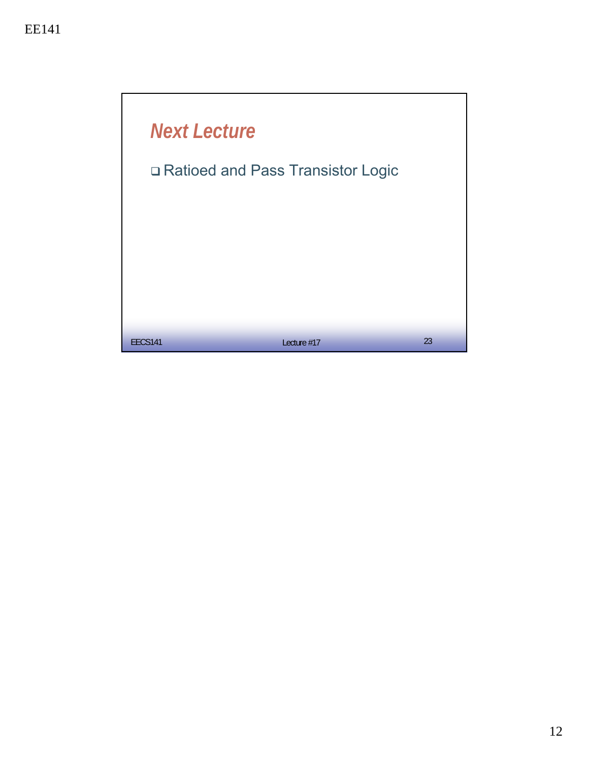## Next Lecture

- Ratioed and Pass Transistor Logic